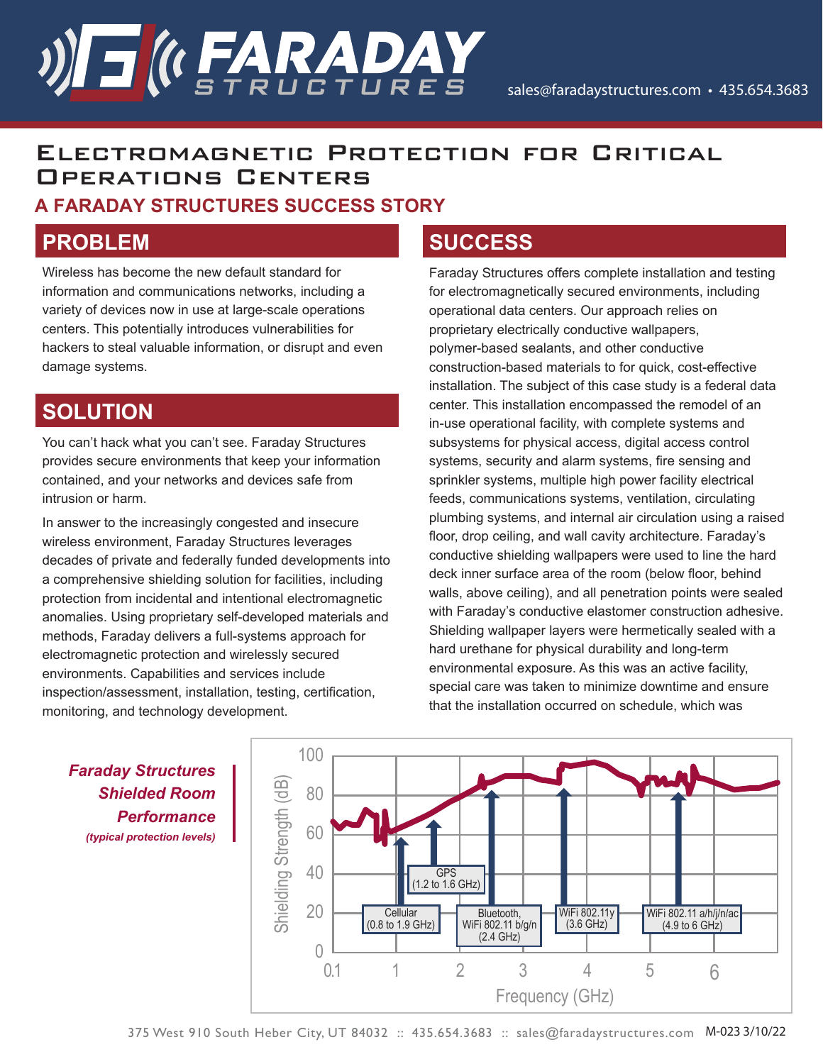# Electromagnetic Protection for Critical Operations Centers

## A FARADAY STRUCTURES SUCCESS STORY

## PROBLEM

Wireless has become the new default standard for information and communications networks, including a variety of devices now in use at large-scale operations centers. This potentially introduces vulnerabilities for hackers to steal valuable information, or disrupt and even damage systems.

## SOLUTION

You can't hack what you can't see. Faraday Structures provides secure environments that keep your information contained, and your networks and devices safe from intrusion or harm.

In answer to the increasingly congested and insecure wireless environment, Faraday Structures leverages decades of private and federally funded developments into a comprehensive shielding solution for facilities, including protection from incidental and intentional electromagnetic anomalies. Using proprietary self-developed materials and methods, Faraday delivers a full-systems approach for electromagnetic protection and wirelessly secured environments. Capabilities and services include inspection/assessment, installation, testing, certification, monitoring, and technology development.

## SUCCESS

Faraday Structures offers complete installation and testing for electromagnetically secured environments, including operational data centers. Our approach relies on proprietary electrically conductive wallpapers, polymer-based sealants, and other conductive construction-based materials to for quick, cost-effective installation. The subject of this case study is a federal data center. This installation encompassed the remodel of an in-use operational facility, with complete systems and subsystems for physical access, digital access control systems, security and alarm systems, fire sensing and sprinkler systems, multiple high power facility electrical feeds, communications systems, ventilation, circulating plumbing systems, and internal air circulation using a raised floor, drop ceiling, and wall cavity architecture. Faraday's conductive shielding wallpapers were used to line the hard deck inner surface area of the room (below floor, behind walls, above ceiling), and all penetration points were sealed with Faraday's conductive elastomer construction adhesive. Shielding wallpaper layers were hermetically sealed with a hard urethane for physical durability and long-term environmental exposure. As this was an active facility, special care was taken to minimize downtime and ensure that the installation occurred on schedule, which was

***Faraday Structures Shielded Room Performance***
*(typical protection levels)*

Chart: Shielding Strength (dB) vs. Frequency (GHz)
- Cellular (0.8 to 1.9 GHz)
- GPS (1.2 to 1.6 GHz)
- Bluetooth, WiFi 802.11 b/g/n (2.4 GHz)
- WiFi 802.11y (3.6 GHz)
- WiFi 802.11 a/h/j/n/ac (4.9 to 6 GHz)

375 West 910 South Heber City, UT 84032 :: 435.654.3683 :: sales@faradaystructures.com M-023 3/10/22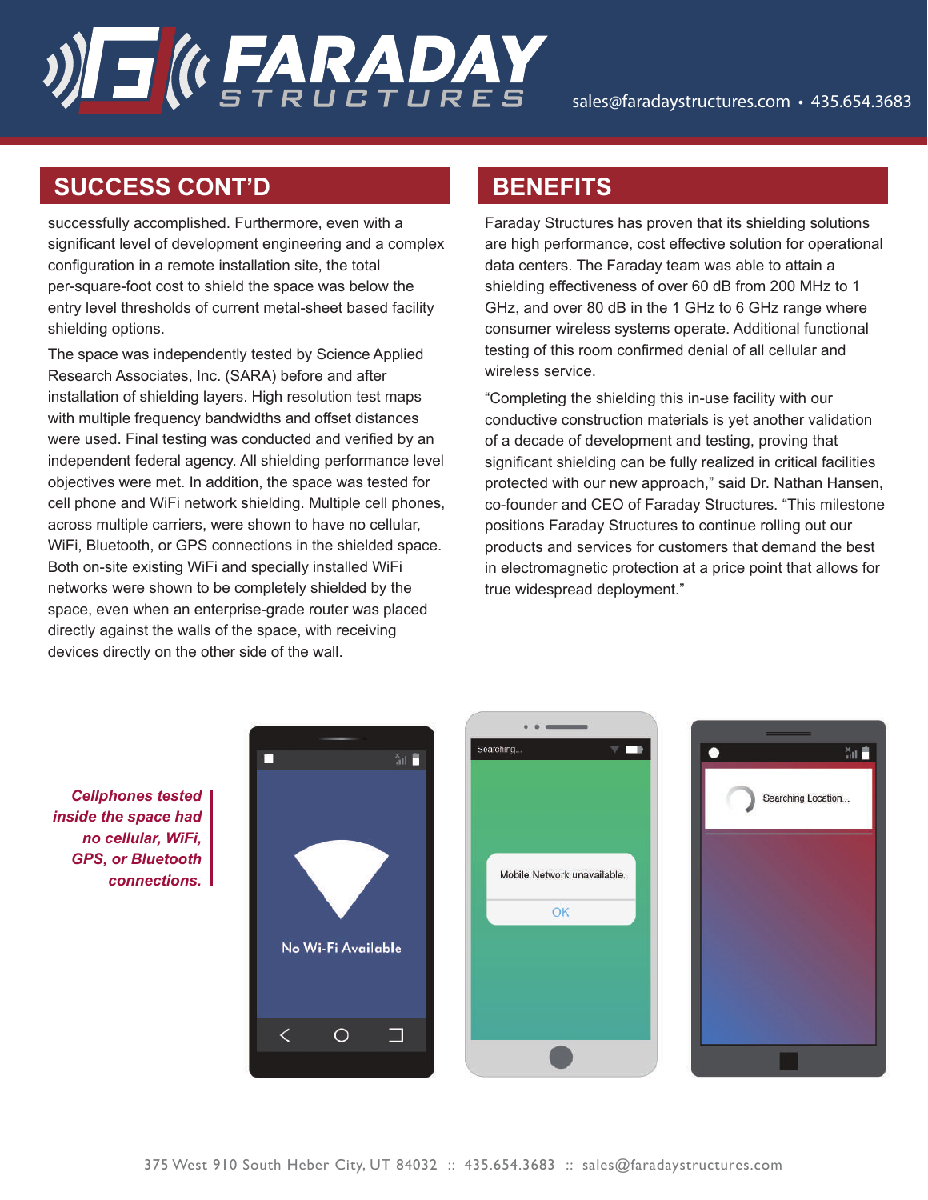## SUCCESS CONT'D

successfully accomplished. Furthermore, even with a significant level of development engineering and a complex configuration in a remote installation site, the total per-square-foot cost to shield the space was below the entry level thresholds of current metal-sheet based facility shielding options.

The space was independently tested by Science Applied Research Associates, Inc. (SARA) before and after installation of shielding layers. High resolution test maps with multiple frequency bandwidths and offset distances were used. Final testing was conducted and verified by an independent federal agency. All shielding performance level objectives were met. In addition, the space was tested for cell phone and WiFi network shielding. Multiple cell phones, across multiple carriers, were shown to have no cellular, WiFi, Bluetooth, or GPS connections in the shielded space. Both on-site existing WiFi and specially installed WiFi networks were shown to be completely shielded by the space, even when an enterprise-grade router was placed directly against the walls of the space, with receiving devices directly on the other side of the wall.

## BENEFITS

Faraday Structures has proven that its shielding solutions are high performance, cost effective solution for operational data centers. The Faraday team was able to attain a shielding effectiveness of over 60 dB from 200 MHz to 1 GHz, and over 80 dB in the 1 GHz to 6 GHz range where consumer wireless systems operate. Additional functional testing of this room confirmed denial of all cellular and wireless service.

"Completing the shielding this in-use facility with our conductive construction materials is yet another validation of a decade of development and testing, proving that significant shielding can be fully realized in critical facilities protected with our new approach," said Dr. Nathan Hansen, co-founder and CEO of Faraday Structures. "This milestone positions Faraday Structures to continue rolling out our products and services for customers that demand the best in electromagnetic protection at a price point that allows for true widespread deployment."

***Cellphones tested inside the space had no cellular, WiFi, GPS, or Bluetooth connections.***

No Wi-Fi Available

Searching...

Mobile Network unavailable.

OK

Searching Location...

375 West 910 South Heber City, UT 84032 :: 435.654.3683 :: sales@faradaystructures.com